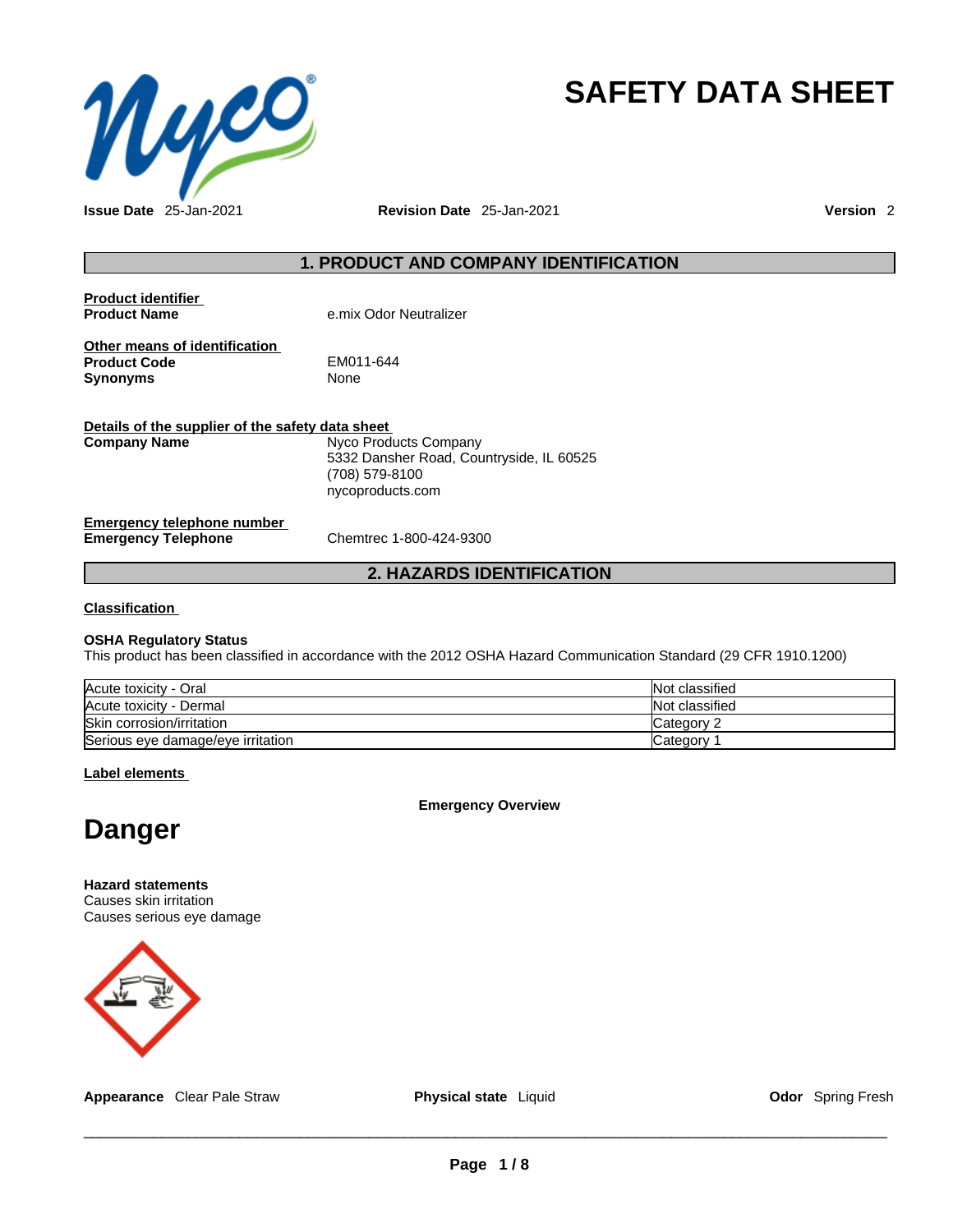# SAFETY DATA SHEET

**Issue Date** 25-Jan-2021 **Revision Date** 25-Jan-2021 **Version** 2

## 1. PRODUCT AND COMPANY IDENTIFICATION

**Product identifier**

**Product Name** e.mix Odor Neutralizer

**Other means of identification**

**Product Code** EM011-644

**Synonyms** None

**Details of the supplier of the safety data sheet**

**Company Name** Nyco Products Company
5332 Dansher Road, Countryside, IL 60525
(708) 579-8100
nycoproducts.com

**Emergency telephone number**

**Emergency Telephone** Chemtrec 1-800-424-9300

## 2. HAZARDS IDENTIFICATION

**Classification**

**OSHA Regulatory Status**

This product has been classified in accordance with the 2012 OSHA Hazard Communication Standard (29 CFR 1910.1200)

| Hazard | Classification |
|---|---|
| Acute toxicity - Oral | Not classified |
| Acute toxicity - Dermal | Not classified |
| Skin corrosion/irritation | Category 2 |
| Serious eye damage/eye irritation | Category 1 |

**Label elements**

**Emergency Overview**

# Danger

**Hazard statements**

Causes skin irritation
Causes serious eye damage

**Appearance** Clear Pale Straw **Physical state** Liquid **Odor** Spring Fresh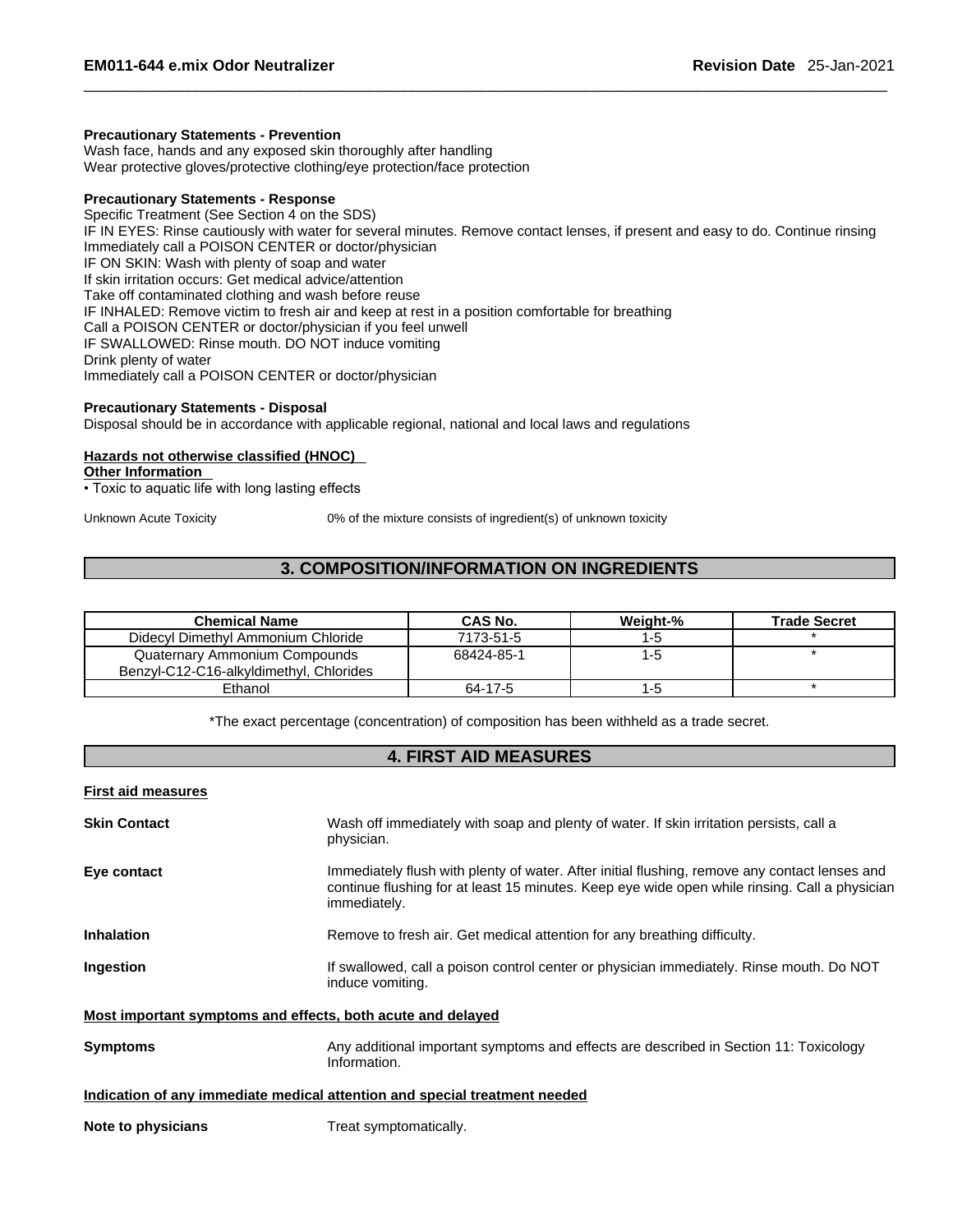**Precautionary Statements - Prevention**

Wash face, hands and any exposed skin thoroughly after handling
Wear protective gloves/protective clothing/eye protection/face protection

**Precautionary Statements - Response**

Specific Treatment (See Section 4 on the SDS)
IF IN EYES: Rinse cautiously with water for several minutes. Remove contact lenses, if present and easy to do. Continue rinsing
Immediately call a POISON CENTER or doctor/physician
IF ON SKIN: Wash with plenty of soap and water
If skin irritation occurs: Get medical advice/attention
Take off contaminated clothing and wash before reuse
IF INHALED: Remove victim to fresh air and keep at rest in a position comfortable for breathing
Call a POISON CENTER or doctor/physician if you feel unwell
IF SWALLOWED: Rinse mouth. DO NOT induce vomiting
Drink plenty of water
Immediately call a POISON CENTER or doctor/physician

**Precautionary Statements - Disposal**

Disposal should be in accordance with applicable regional, national and local laws and regulations

**Hazards not otherwise classified (HNOC)**

**Other Information**

• Toxic to aquatic life with long lasting effects

Unknown Acute Toxicity 0% of the mixture consists of ingredient(s) of unknown toxicity

## 3. COMPOSITION/INFORMATION ON INGREDIENTS

| Chemical Name | CAS No. | Weight-% | Trade Secret |
|---|---|---|---|
| Didecyl Dimethyl Ammonium Chloride | 7173-51-5 | 1-5 | * |
| Quaternary Ammonium Compounds Benzyl-C12-C16-alkyldimethyl, Chlorides | 68424-85-1 | 1-5 | * |
| Ethanol | 64-17-5 | 1-5 | * |

*The exact percentage (concentration) of composition has been withheld as a trade secret.

## 4. FIRST AID MEASURES

**First aid measures**

**Skin Contact** Wash off immediately with soap and plenty of water. If skin irritation persists, call a physician.

**Eye contact** Immediately flush with plenty of water. After initial flushing, remove any contact lenses and continue flushing for at least 15 minutes. Keep eye wide open while rinsing. Call a physician immediately.

**Inhalation** Remove to fresh air. Get medical attention for any breathing difficulty.

**Ingestion** If swallowed, call a poison control center or physician immediately. Rinse mouth. Do NOT induce vomiting.

**Most important symptoms and effects, both acute and delayed**

**Symptoms** Any additional important symptoms and effects are described in Section 11: Toxicology Information.

**Indication of any immediate medical attention and special treatment needed**

**Note to physicians** Treat symptomatically.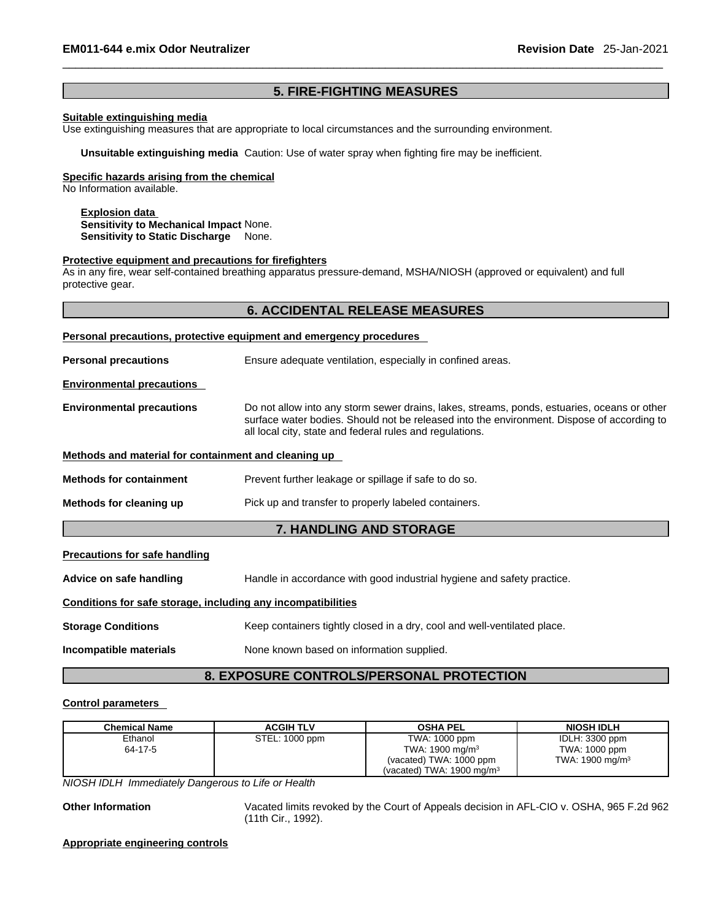## 5. FIRE-FIGHTING MEASURES

**Suitable extinguishing media**
Use extinguishing measures that are appropriate to local circumstances and the surrounding environment.

**Unsuitable extinguishing media** Caution: Use of water spray when fighting fire may be inefficient.

**Specific hazards arising from the chemical**
No Information available.

**Explosion data**
**Sensitivity to Mechanical Impact** None.
**Sensitivity to Static Discharge** None.

**Protective equipment and precautions for firefighters**
As in any fire, wear self-contained breathing apparatus pressure-demand, MSHA/NIOSH (approved or equivalent) and full protective gear.

## 6. ACCIDENTAL RELEASE MEASURES

**Personal precautions, protective equipment and emergency procedures**

**Personal precautions** Ensure adequate ventilation, especially in confined areas.

**Environmental precautions**

**Environmental precautions** Do not allow into any storm sewer drains, lakes, streams, ponds, estuaries, oceans or other surface water bodies. Should not be released into the environment. Dispose of according to all local city, state and federal rules and regulations.

**Methods and material for containment and cleaning up**

**Methods for containment** Prevent further leakage or spillage if safe to do so.

**Methods for cleaning up** Pick up and transfer to properly labeled containers.

## 7. HANDLING AND STORAGE

**Precautions for safe handling**

**Advice on safe handling** Handle in accordance with good industrial hygiene and safety practice.

**Conditions for safe storage, including any incompatibilities**

**Storage Conditions** Keep containers tightly closed in a dry, cool and well-ventilated place.

**Incompatible materials** None known based on information supplied.

## 8. EXPOSURE CONTROLS/PERSONAL PROTECTION

**Control parameters**

| Chemical Name | ACGIH TLV | OSHA PEL | NIOSH IDLH |
|---|---|---|---|
| Ethanol<br>64-17-5 | STEL: 1000 ppm | TWA: 1000 ppm<br>TWA: 1900 mg/m$^3$<br>(vacated) TWA: 1000 ppm<br>(vacated) TWA: 1900 mg/m$^3$ | IDLH: 3300 ppm<br>TWA: 1000 ppm<br>TWA: 1900 mg/m$^3$ |

*NIOSH IDLH Immediately Dangerous to Life or Health*

**Other Information** Vacated limits revoked by the Court of Appeals decision in AFL-CIO v. OSHA, 965 F.2d 962 (11th Cir., 1992).

**Appropriate engineering controls**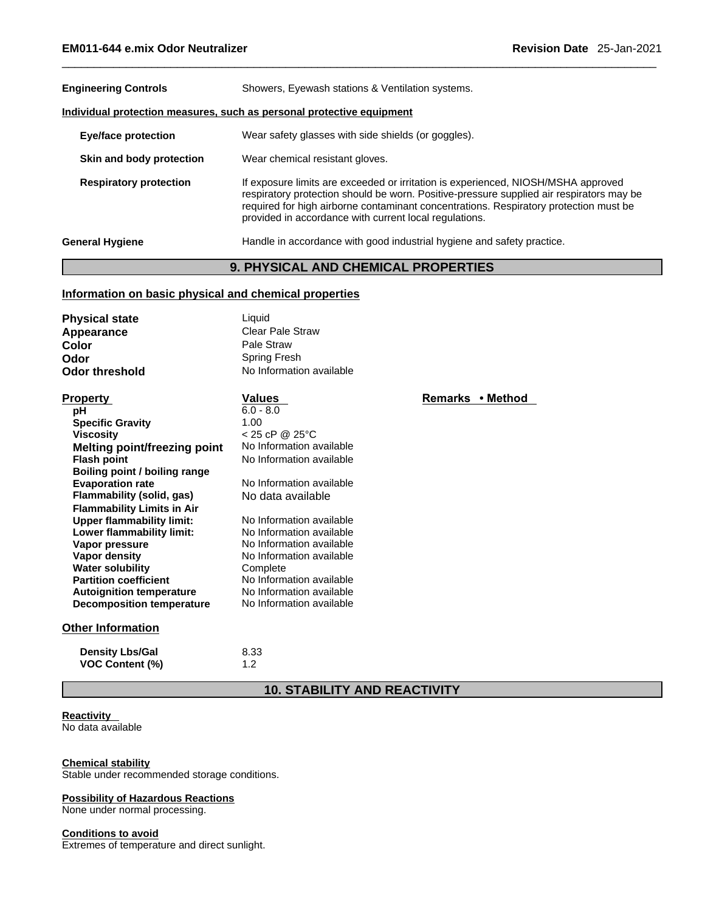| | |
|---|---|
| **Engineering Controls** | Showers, Eyewash stations & Ventilation systems. |

**Individual protection measures, such as personal protective equipment**

| | |
|---|---|
| **Eye/face protection** | Wear safety glasses with side shields (or goggles). |
| **Skin and body protection** | Wear chemical resistant gloves. |
| **Respiratory protection** | If exposure limits are exceeded or irritation is experienced, NIOSH/MSHA approved respiratory protection should be worn. Positive-pressure supplied air respirators may be required for high airborne contaminant concentrations. Respiratory protection must be provided in accordance with current local regulations. |
| **General Hygiene** | Handle in accordance with good industrial hygiene and safety practice. |

## 9. PHYSICAL AND CHEMICAL PROPERTIES

**Information on basic physical and chemical properties**

| | |
|---|---|
| **Physical state** | Liquid |
| **Appearance** | Clear Pale Straw |
| **Color** | Pale Straw |
| **Odor** | Spring Fresh |
| **Odor threshold** | No Information available |

| Property | Values | Remarks • Method |
|---|---|---|
| **pH** | 6.0 - 8.0 | |
| **Specific Gravity** | 1.00 | |
| **Viscosity** | < 25 cP @ 25°C | |
| **Melting point/freezing point** | No Information available | |
| **Flash point** | No Information available | |
| **Boiling point / boiling range** | | |
| **Evaporation rate** | No Information available | |
| **Flammability (solid, gas)** | No data available | |
| **Flammability Limits in Air** | | |
| **Upper flammability limit:** | No Information available | |
| **Lower flammability limit:** | No Information available | |
| **Vapor pressure** | No Information available | |
| **Vapor density** | No Information available | |
| **Water solubility** | Complete | |
| **Partition coefficient** | No Information available | |
| **Autoignition temperature** | No Information available | |
| **Decomposition temperature** | No Information available | |

**Other Information**

| | |
|---|---|
| **Density Lbs/Gal** | 8.33 |
| **VOC Content (%)** | 1.2 |

## 10. STABILITY AND REACTIVITY

**Reactivity**
No data available

**Chemical stability**
Stable under recommended storage conditions.

**Possibility of Hazardous Reactions**
None under normal processing.

**Conditions to avoid**
Extremes of temperature and direct sunlight.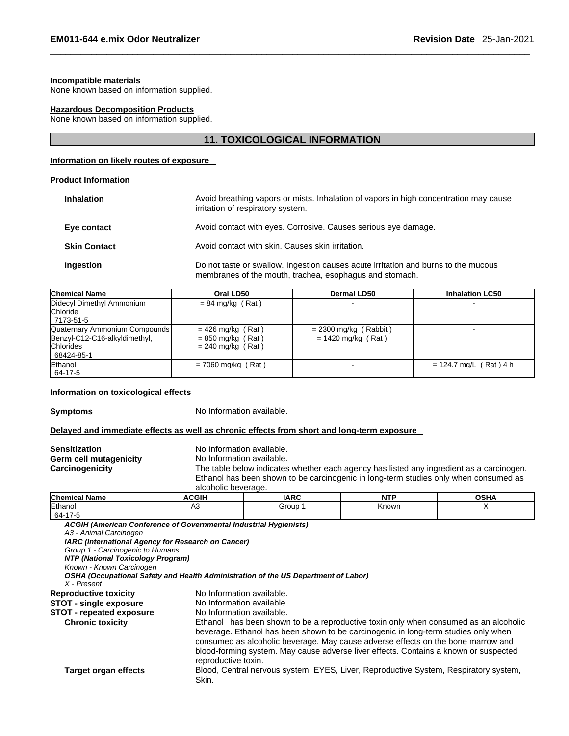#### Incompatible materials

None known based on information supplied.

#### Hazardous Decomposition Products

None known based on information supplied.

## 11. TOXICOLOGICAL INFORMATION

#### Information on likely routes of exposure

**Product Information**

**Inhalation** Avoid breathing vapors or mists. Inhalation of vapors in high concentration may cause irritation of respiratory system.

**Eye contact** Avoid contact with eyes. Corrosive. Causes serious eye damage.

**Skin Contact** Avoid contact with skin. Causes skin irritation.

**Ingestion** Do not taste or swallow. Ingestion causes acute irritation and burns to the mucous membranes of the mouth, trachea, esophagus and stomach.

| Chemical Name | Oral LD50 | Dermal LD50 | Inhalation LC50 |
|---|---|---|---|
| Didecyl Dimethyl Ammonium Chloride<br>7173-51-5 | = 84 mg/kg ( Rat ) | - | - |
| Quaternary Ammonium Compounds Benzyl-C12-C16-alkyldimethyl, Chlorides<br>68424-85-1 | = 426 mg/kg ( Rat )<br>= 850 mg/kg ( Rat )<br>= 240 mg/kg ( Rat ) | = 2300 mg/kg ( Rabbit )<br>= 1420 mg/kg ( Rat ) | - |
| Ethanol<br>64-17-5 | = 7060 mg/kg ( Rat ) | - | = 124.7 mg/L ( Rat ) 4 h |

#### Information on toxicological effects

**Symptoms** No Information available.

#### Delayed and immediate effects as well as chronic effects from short and long-term exposure

**Sensitization** No Information available.

**Germ cell mutagenicity** No Information available.

**Carcinogenicity** The table below indicates whether each agency has listed any ingredient as a carcinogen. Ethanol has been shown to be carcinogenic in long-term studies only when consumed as alcoholic beverage.

| Chemical Name | ACGIH | IARC | NTP | OSHA |
|---|---|---|---|---|
| Ethanol<br>64-17-5 | A3 | Group 1 | Known | X |

***ACGIH (American Conference of Governmental Industrial Hygienists)***
*A3 - Animal Carcinogen*
***IARC (International Agency for Research on Cancer)***
*Group 1 - Carcinogenic to Humans*
***NTP (National Toxicology Program)***
*Known - Known Carcinogen*
***OSHA (Occupational Safety and Health Administration of the US Department of Labor)***
*X - Present*

**Reproductive toxicity** No Information available.

**STOT - single exposure** No Information available.

**STOT - repeated exposure** No Information available.

**Chronic toxicity** Ethanol has been shown to be a reproductive toxin only when consumed as an alcoholic beverage. Ethanol has been shown to be carcinogenic in long-term studies only when consumed as alcoholic beverage. May cause adverse effects on the bone marrow and blood-forming system. May cause adverse liver effects. Contains a known or suspected reproductive toxin.

**Target organ effects** Blood, Central nervous system, EYES, Liver, Reproductive System, Respiratory system, Skin.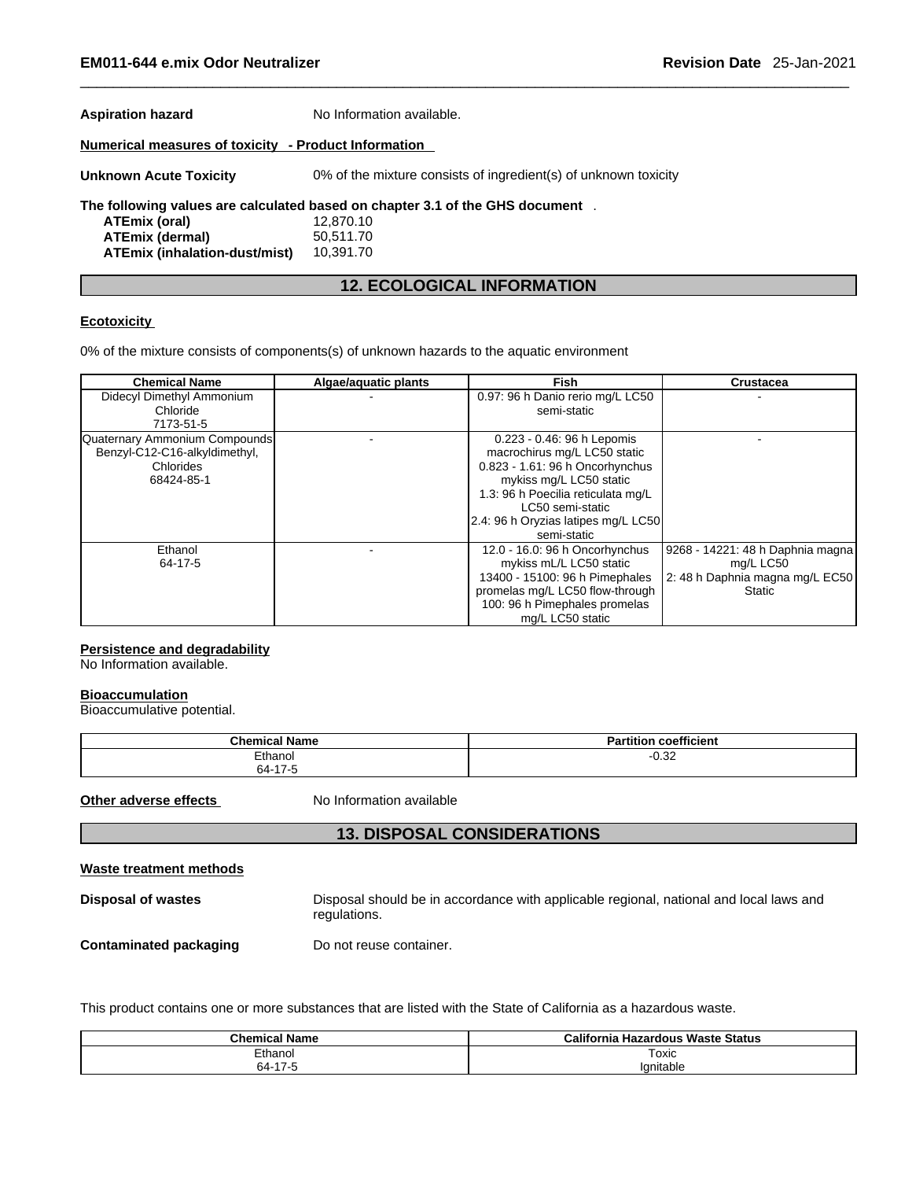**Aspiration hazard** No Information available.

**Numerical measures of toxicity - Product Information**

**Unknown Acute Toxicity** 0% of the mixture consists of ingredient(s) of unknown toxicity

**The following values are calculated based on chapter 3.1 of the GHS document** .

**ATEmix (oral)** 12,870.10
**ATEmix (dermal)** 50,511.70
**ATEmix (inhalation-dust/mist)** 10,391.70

## 12. ECOLOGICAL INFORMATION

**Ecotoxicity**

0% of the mixture consists of components(s) of unknown hazards to the aquatic environment

| Chemical Name | Algae/aquatic plants | Fish | Crustacea |
|---|---|---|---|
| Didecyl Dimethyl Ammonium Chloride 7173-51-5 | - | 0.97: 96 h Danio rerio mg/L LC50 semi-static | - |
| Quaternary Ammonium Compounds Benzyl-C12-C16-alkyldimethyl, Chlorides 68424-85-1 | - | 0.223 - 0.46: 96 h Lepomis macrochirus mg/L LC50 static 0.823 - 1.61: 96 h Oncorhynchus mykiss mg/L LC50 static 1.3: 96 h Poecilia reticulata mg/L LC50 semi-static 2.4: 96 h Oryzias latipes mg/L LC50 semi-static | - |
| Ethanol 64-17-5 | - | 12.0 - 16.0: 96 h Oncorhynchus mykiss mL/L LC50 static 13400 - 15100: 96 h Pimephales promelas mg/L LC50 flow-through 100: 96 h Pimephales promelas mg/L LC50 static | 9268 - 14221: 48 h Daphnia magna mg/L LC50 2: 48 h Daphnia magna mg/L EC50 Static |

**Persistence and degradability**
No Information available.

**Bioaccumulation**
Bioaccumulative potential.

| Chemical Name | Partition coefficient |
|---|---|
| Ethanol 64-17-5 | -0.32 |

**Other adverse effects** No Information available

## 13. DISPOSAL CONSIDERATIONS

**Waste treatment methods**

**Disposal of wastes** Disposal should be in accordance with applicable regional, national and local laws and regulations.

**Contaminated packaging** Do not reuse container.

This product contains one or more substances that are listed with the State of California as a hazardous waste.

| Chemical Name | California Hazardous Waste Status |
|---|---|
| Ethanol 64-17-5 | Toxic Ignitable |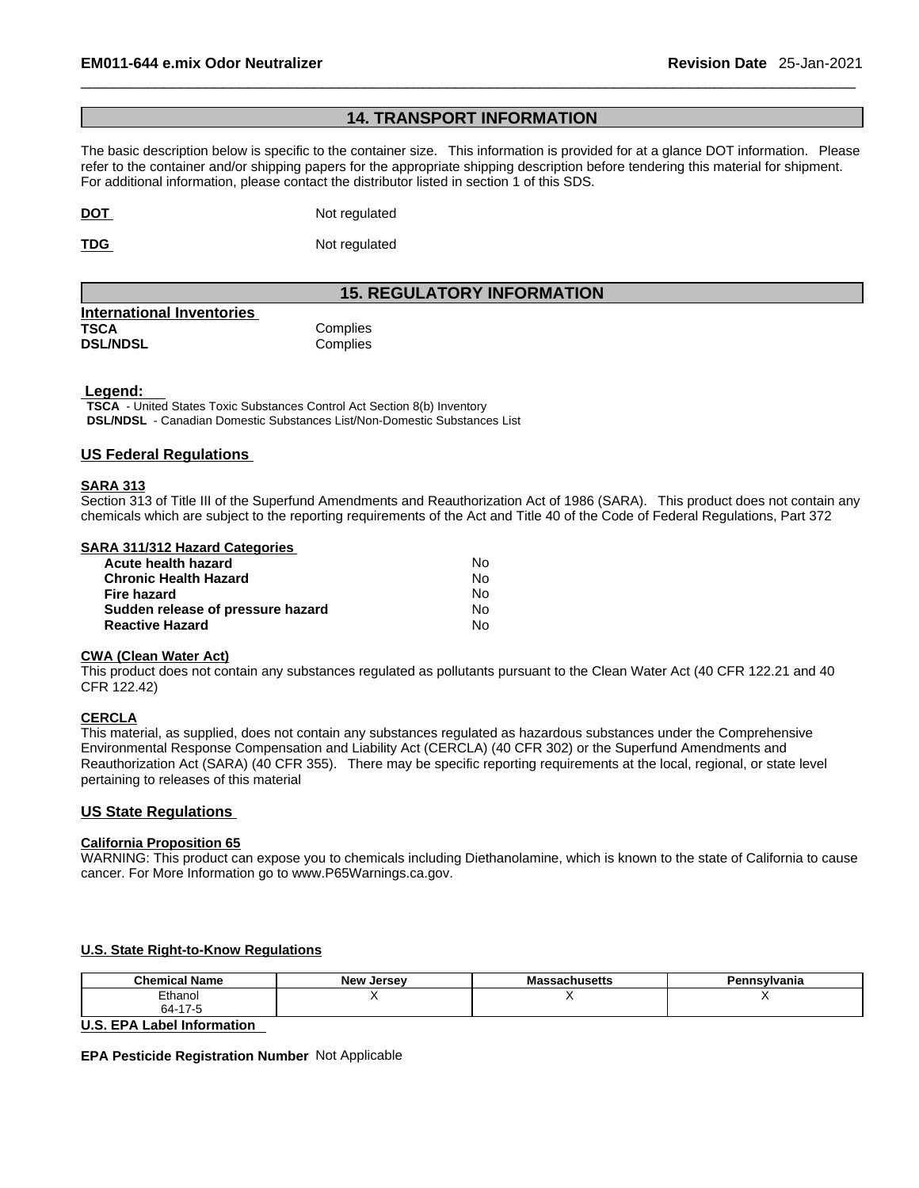## 14. TRANSPORT INFORMATION

The basic description below is specific to the container size. This information is provided for at a glance DOT information. Please refer to the container and/or shipping papers for the appropriate shipping description before tendering this material for shipment. For additional information, please contact the distributor listed in section 1 of this SDS.

**DOT** Not regulated

**TDG** Not regulated

## 15. REGULATORY INFORMATION

**International Inventories**

| | |
|---|---|
| **TSCA** | Complies |
| **DSL/NDSL** | Complies |

**Legend:**

**TSCA** - United States Toxic Substances Control Act Section 8(b) Inventory
**DSL/NDSL** - Canadian Domestic Substances List/Non-Domestic Substances List

### US Federal Regulations

**SARA 313**

Section 313 of Title III of the Superfund Amendments and Reauthorization Act of 1986 (SARA). This product does not contain any chemicals which are subject to the reporting requirements of the Act and Title 40 of the Code of Federal Regulations, Part 372

**SARA 311/312 Hazard Categories**

| | |
|---|---|
| **Acute health hazard** | No |
| **Chronic Health Hazard** | No |
| **Fire hazard** | No |
| **Sudden release of pressure hazard** | No |
| **Reactive Hazard** | No |

**CWA (Clean Water Act)**

This product does not contain any substances regulated as pollutants pursuant to the Clean Water Act (40 CFR 122.21 and 40 CFR 122.42)

**CERCLA**

This material, as supplied, does not contain any substances regulated as hazardous substances under the Comprehensive Environmental Response Compensation and Liability Act (CERCLA) (40 CFR 302) or the Superfund Amendments and Reauthorization Act (SARA) (40 CFR 355). There may be specific reporting requirements at the local, regional, or state level pertaining to releases of this material

### US State Regulations

**California Proposition 65**

WARNING: This product can expose you to chemicals including Diethanolamine, which is known to the state of California to cause cancer. For More Information go to www.P65Warnings.ca.gov.

**U.S. State Right-to-Know Regulations**

| Chemical Name | New Jersey | Massachusetts | Pennsylvania |
|---|---|---|---|
| Ethanol<br>64-17-5 | X | X | X |

**U.S. EPA Label Information**

**EPA Pesticide Registration Number** Not Applicable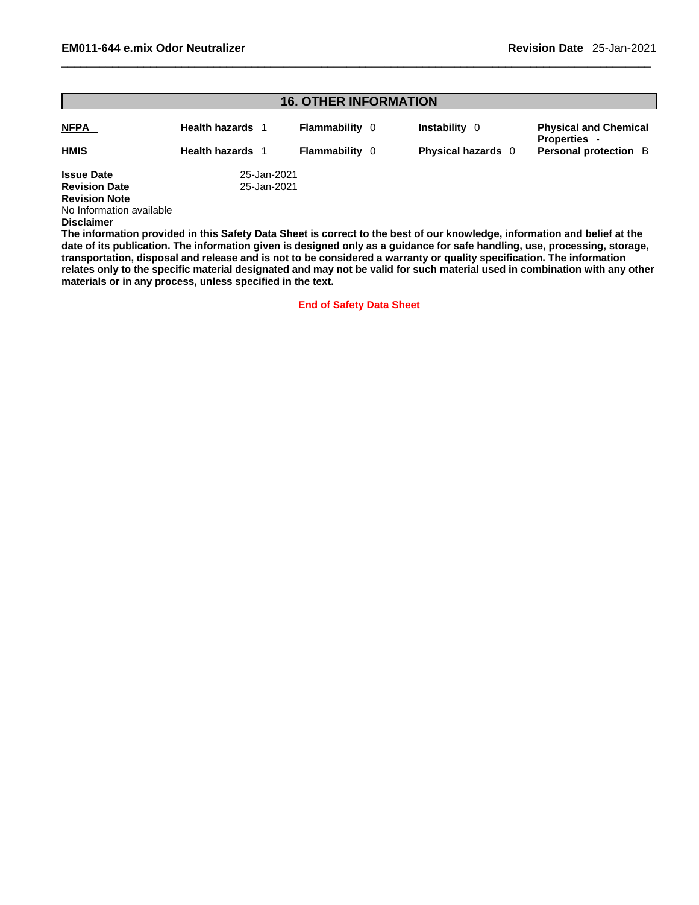## 16. OTHER INFORMATION

| | | | | |
|---|---|---|---|---|
| **NFPA** | **Health hazards** 1 | **Flammability** 0 | **Instability** 0 | **Physical and Chemical Properties** - |
| **HMIS** | **Health hazards** 1 | **Flammability** 0 | **Physical hazards** 0 | **Personal protection** B |

**Issue Date** 25-Jan-2021
**Revision Date** 25-Jan-2021
**Revision Note**
No Information available

**Disclaimer**
**The information provided in this Safety Data Sheet is correct to the best of our knowledge, information and belief at the date of its publication. The information given is designed only as a guidance for safe handling, use, processing, storage, transportation, disposal and release and is not to be considered a warranty or quality specification. The information relates only to the specific material designated and may not be valid for such material used in combination with any other materials or in any process, unless specified in the text.**

**End of Safety Data Sheet**